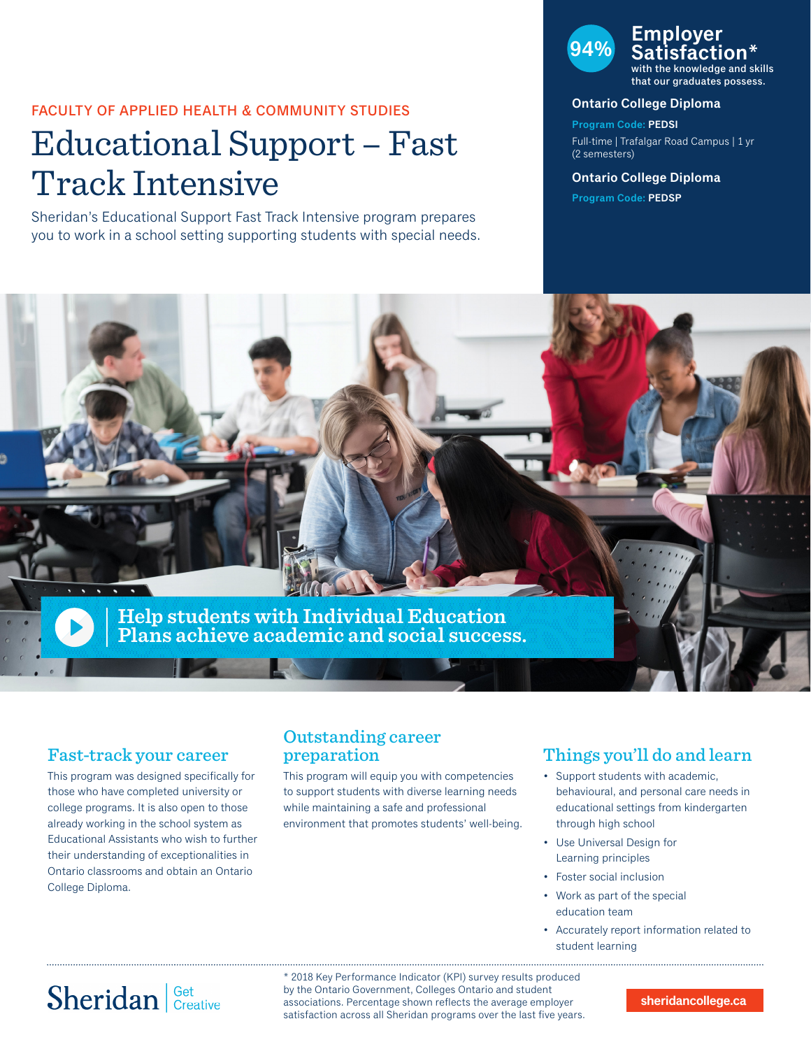FACULTY OF APPLIED HEALTH & COMMUNITY STUDIES

# Educational Support – Fast Track Intensive

Sheridan's Educational Support Fast Track Intensive program prepares you to work in a school setting supporting students with special needs.

**94% Employer Satisfaction*** with the knowledge and skills that our graduates possess.

**Ontario College Diploma**

**Program Code: PEDSI**

Full-time | Trafalgar Road Campus | 1 yr (2 semesters)

**Ontario College Diploma**

**Program Code: PEDSP**

Help students with Individual Education Plans achieve academic and social success.

## Fast-track your career

This program was designed specifically for those who have completed university or college programs. It is also open to those already working in the school system as Educational Assistants who wish to further their understanding of exceptionalities in Ontario classrooms and obtain an Ontario College Diploma.

## Outstanding career preparation

This program will equip you with competencies to support students with diverse learning needs while maintaining a safe and professional environment that promotes students' well-being.

## Things you'll do and learn

- Support students with academic, behavioural, and personal care needs in educational settings from kindergarten through high school
- Use Universal Design for Learning principles
- Foster social inclusion
- Work as part of the special education team
- Accurately report information related to student learning

Sheridan | Get Creative

* 2018 Key Performance Indicator (KPI) survey results produced by the Ontario Government, Colleges Ontario and student associations. Percentage shown reflects the average employer satisfaction across all Sheridan programs over the last five years.

sheridancollege.ca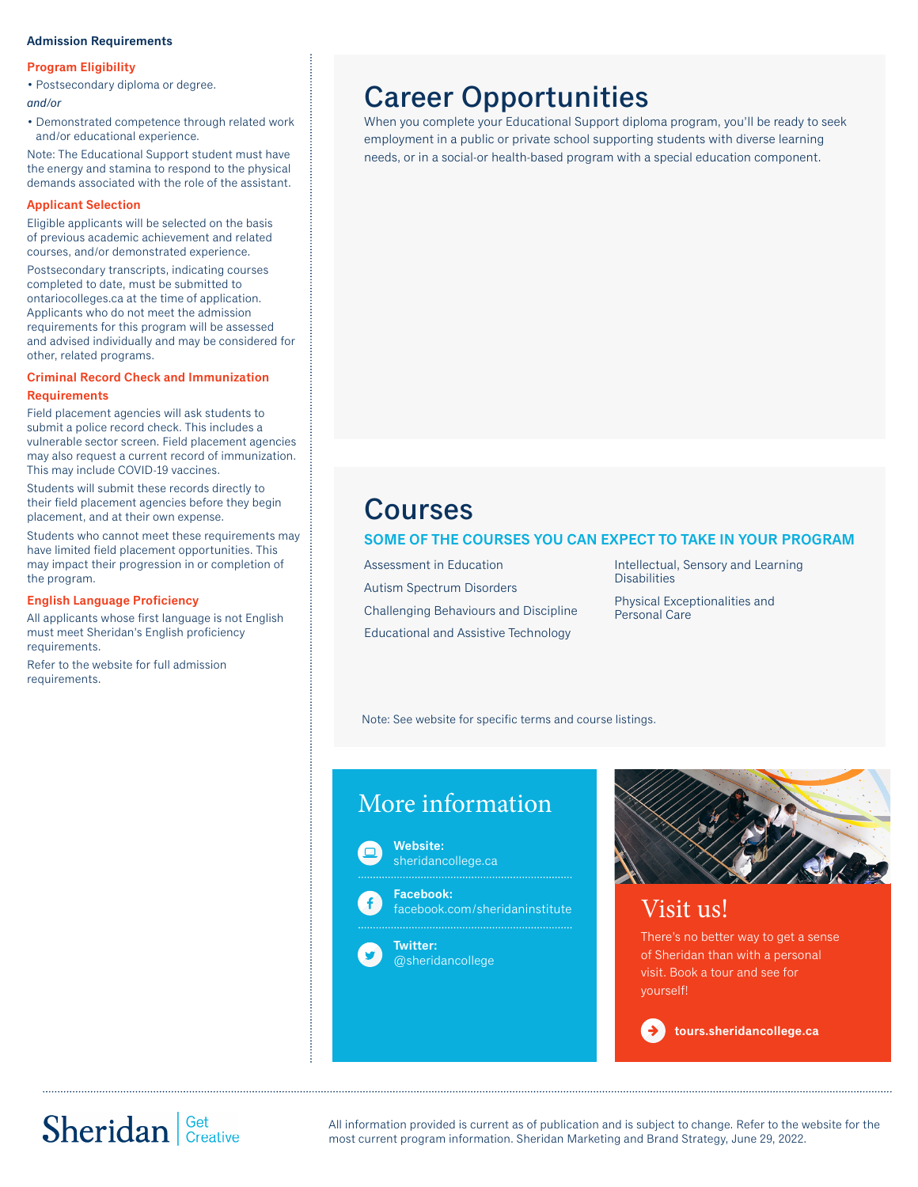## Admission Requirements

### Program Eligibility

- Postsecondary diploma or degree.

*and/or*

- Demonstrated competence through related work and/or educational experience.

Note: The Educational Support student must have the energy and stamina to respond to the physical demands associated with the role of the assistant.

### Applicant Selection

Eligible applicants will be selected on the basis of previous academic achievement and related courses, and/or demonstrated experience.

Postsecondary transcripts, indicating courses completed to date, must be submitted to ontariocolleges.ca at the time of application. Applicants who do not meet the admission requirements for this program will be assessed and advised individually and may be considered for other, related programs.

### Criminal Record Check and Immunization Requirements

Field placement agencies will ask students to submit a police record check. This includes a vulnerable sector screen. Field placement agencies may also request a current record of immunization. This may include COVID-19 vaccines.

Students will submit these records directly to their field placement agencies before they begin placement, and at their own expense.

Students who cannot meet these requirements may have limited field placement opportunities. This may impact their progression in or completion of the program.

### English Language Proficiency

All applicants whose first language is not English must meet Sheridan's English proficiency requirements.

Refer to the website for full admission requirements.

# Career Opportunities

When you complete your Educational Support diploma program, you'll be ready to seek employment in a public or private school supporting students with diverse learning needs, or in a social-or health-based program with a special education component.

# Courses

### SOME OF THE COURSES YOU CAN EXPECT TO TAKE IN YOUR PROGRAM

- Assessment in Education
- Autism Spectrum Disorders
- Challenging Behaviours and Discipline
- Educational and Assistive Technology
- Intellectual, Sensory and Learning Disabilities
- Physical Exceptionalities and Personal Care

Note: See website for specific terms and course listings.

## More information

**Website:** sheridancollege.ca

**Facebook:** facebook.com/sheridaninstitute

**Twitter:** @sheridancollege

## Visit us!

There's no better way to get a sense of Sheridan than with a personal visit. Book a tour and see for yourself!

**tours.sheridancollege.ca**

Sheridan | Get Creative

All information provided is current as of publication and is subject to change. Refer to the website for the most current program information. Sheridan Marketing and Brand Strategy, June 29, 2022.